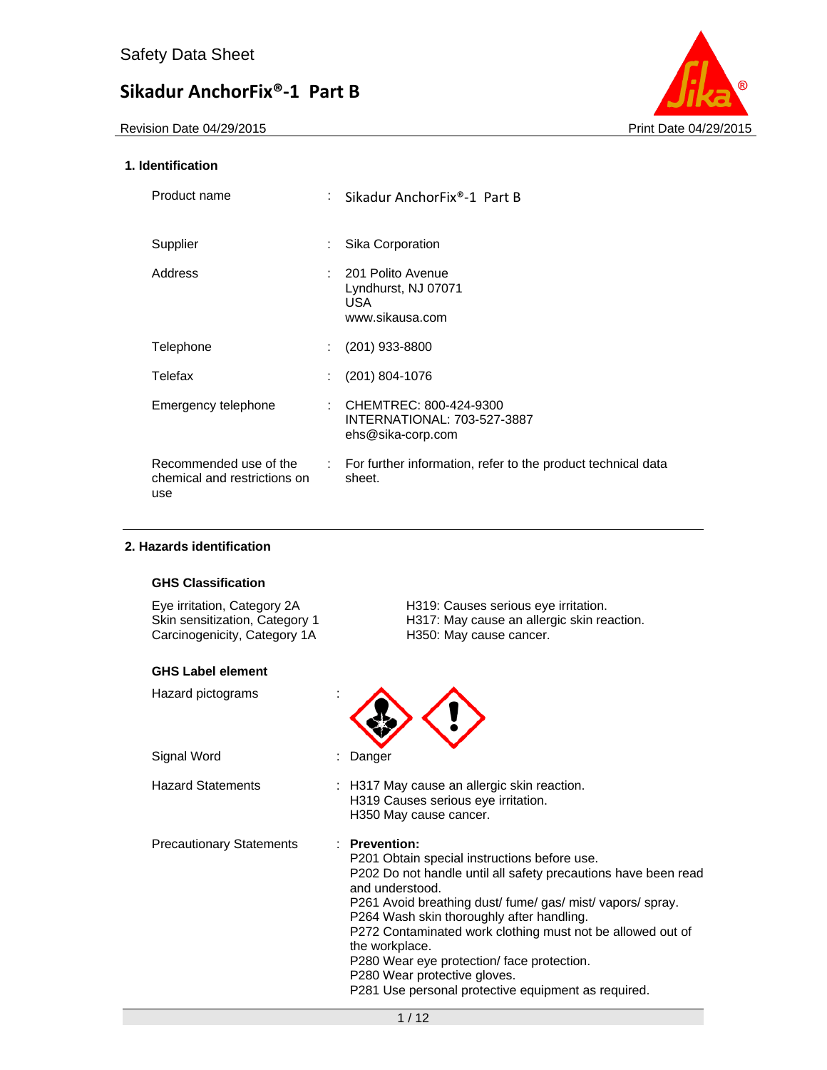Safety Data Sheet

# Sikadur AnchorFix®-1 Part B

Revision Date 04/29/2015 Print Date 04/29/2015

## 1. Identification

| | | |
|---|---|---|
| Product name | : | Sikadur AnchorFix®-1 Part B |
| Supplier | : | Sika Corporation |
| Address | : | 201 Polito Avenue<br>Lyndhurst, NJ 07071<br>USA<br>www.sikausa.com |
| Telephone | : | (201) 933-8800 |
| Telefax | : | (201) 804-1076 |
| Emergency telephone | : | CHEMTREC: 800-424-9300<br>INTERNATIONAL: 703-527-3887<br>ehs@sika-corp.com |
| Recommended use of the chemical and restrictions on use | : | For further information, refer to the product technical data sheet. |

## 2. Hazards identification

### GHS Classification

| | |
|---|---|
| Eye irritation, Category 2A | H319: Causes serious eye irritation. |
| Skin sensitization, Category 1 | H317: May cause an allergic skin reaction. |
| Carcinogenicity, Category 1A | H350: May cause cancer. |

### GHS Label element

Hazard pictograms :

Signal Word : Danger

Hazard Statements :
H317 May cause an allergic skin reaction.
H319 Causes serious eye irritation.
H350 May cause cancer.

Precautionary Statements :

**Prevention:**
P201 Obtain special instructions before use.
P202 Do not handle until all safety precautions have been read and understood.
P261 Avoid breathing dust/ fume/ gas/ mist/ vapors/ spray.
P264 Wash skin thoroughly after handling.
P272 Contaminated work clothing must not be allowed out of the workplace.
P280 Wear eye protection/ face protection.
P280 Wear protective gloves.
P281 Use personal protective equipment as required.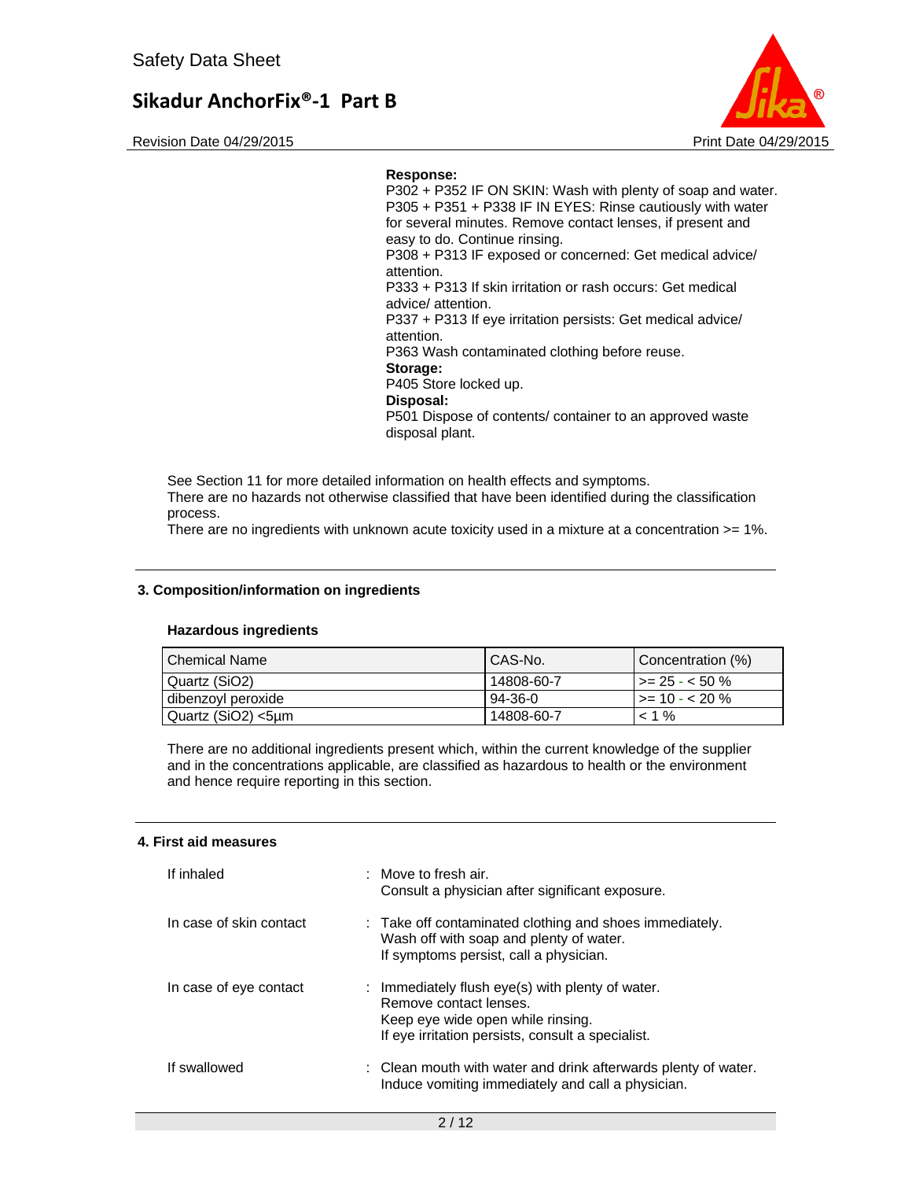**Response:**
P302 + P352 IF ON SKIN: Wash with plenty of soap and water.
P305 + P351 + P338 IF IN EYES: Rinse cautiously with water for several minutes. Remove contact lenses, if present and easy to do. Continue rinsing.
P308 + P313 IF exposed or concerned: Get medical advice/ attention.
P333 + P313 If skin irritation or rash occurs: Get medical advice/ attention.
P337 + P313 If eye irritation persists: Get medical advice/ attention.
P363 Wash contaminated clothing before reuse.
**Storage:**
P405 Store locked up.
**Disposal:**
P501 Dispose of contents/ container to an approved waste disposal plant.

See Section 11 for more detailed information on health effects and symptoms.
There are no hazards not otherwise classified that have been identified during the classification process.
There are no ingredients with unknown acute toxicity used in a mixture at a concentration >= 1%.

## 3. Composition/information on ingredients

**Hazardous ingredients**

| Chemical Name | CAS-No. | Concentration (%) |
|---|---|---|
| Quartz ($SiO_2$) | 14808-60-7 | >= 25 - < 50 % |
| dibenzoyl peroxide | 94-36-0 | >= 10 - < 20 % |
| Quartz ($SiO_2$) <5µm | 14808-60-7 | < 1 % |

There are no additional ingredients present which, within the current knowledge of the supplier and in the concentrations applicable, are classified as hazardous to health or the environment and hence require reporting in this section.

## 4. First aid measures

| | |
|---|---|
| If inhaled | : Move to fresh air.<br>Consult a physician after significant exposure. |
| In case of skin contact | : Take off contaminated clothing and shoes immediately.<br>Wash off with soap and plenty of water.<br>If symptoms persist, call a physician. |
| In case of eye contact | : Immediately flush eye(s) with plenty of water.<br>Remove contact lenses.<br>Keep eye wide open while rinsing.<br>If eye irritation persists, consult a specialist. |
| If swallowed | : Clean mouth with water and drink afterwards plenty of water.<br>Induce vomiting immediately and call a physician. |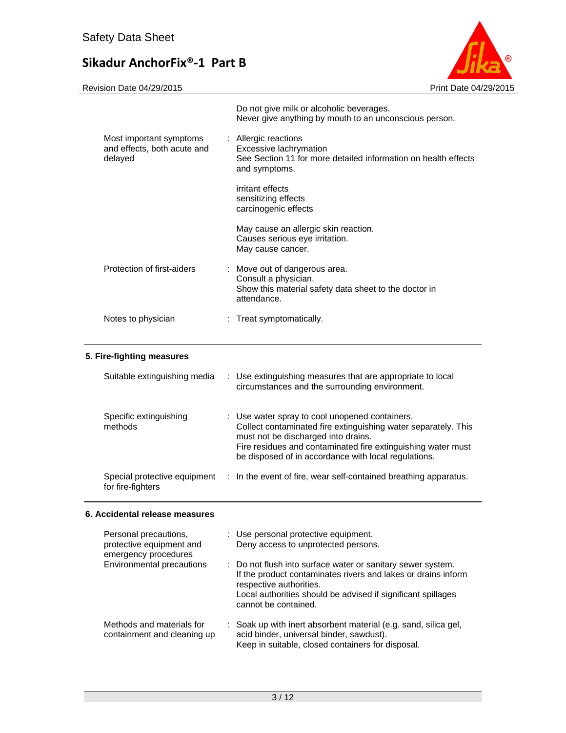| | | |
|---|---|---|
| | | Do not give milk or alcoholic beverages.<br>Never give anything by mouth to an unconscious person. |
| Most important symptoms and effects, both acute and delayed | : | Allergic reactions<br>Excessive lachrymation<br>See Section 11 for more detailed information on health effects and symptoms.<br><br>irritant effects<br>sensitizing effects<br>carcinogenic effects<br><br>May cause an allergic skin reaction.<br>Causes serious eye irritation.<br>May cause cancer. |
| Protection of first-aiders | : | Move out of dangerous area.<br>Consult a physician.<br>Show this material safety data sheet to the doctor in attendance. |
| Notes to physician | : | Treat symptomatically. |

## 5. Fire-fighting measures

| | | |
|---|---|---|
| Suitable extinguishing media | : | Use extinguishing measures that are appropriate to local circumstances and the surrounding environment. |
| Specific extinguishing methods | : | Use water spray to cool unopened containers.<br>Collect contaminated fire extinguishing water separately. This must not be discharged into drains.<br>Fire residues and contaminated fire extinguishing water must be disposed of in accordance with local regulations. |
| Special protective equipment for fire-fighters | : | In the event of fire, wear self-contained breathing apparatus. |

## 6. Accidental release measures

| | | |
|---|---|---|
| Personal precautions, protective equipment and emergency procedures | : | Use personal protective equipment.<br>Deny access to unprotected persons. |
| Environmental precautions | : | Do not flush into surface water or sanitary sewer system.<br>If the product contaminates rivers and lakes or drains inform respective authorities.<br>Local authorities should be advised if significant spillages cannot be contained. |
| Methods and materials for containment and cleaning up | : | Soak up with inert absorbent material (e.g. sand, silica gel, acid binder, universal binder, sawdust).<br>Keep in suitable, closed containers for disposal. |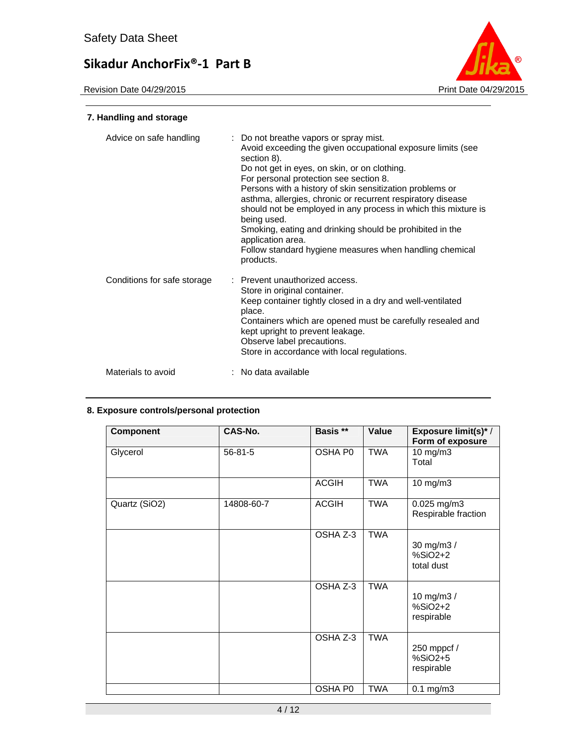## 7. Handling and storage

| | | |
|---|---|---|
| Advice on safe handling | : | Do not breathe vapors or spray mist.<br>Avoid exceeding the given occupational exposure limits (see section 8).<br>Do not get in eyes, on skin, or on clothing.<br>For personal protection see section 8.<br>Persons with a history of skin sensitization problems or asthma, allergies, chronic or recurrent respiratory disease should not be employed in any process in which this mixture is being used.<br>Smoking, eating and drinking should be prohibited in the application area.<br>Follow standard hygiene measures when handling chemical products. |
| Conditions for safe storage | : | Prevent unauthorized access.<br>Store in original container.<br>Keep container tightly closed in a dry and well-ventilated place.<br>Containers which are opened must be carefully resealed and kept upright to prevent leakage.<br>Observe label precautions.<br>Store in accordance with local regulations. |
| Materials to avoid | : | No data available |

## 8. Exposure controls/personal protection

| Component | CAS-No. | Basis ** | Value | Exposure limit(s)* / Form of exposure |
|---|---|---|---|---|
| Glycerol | 56-81-5 | OSHA P0 | TWA | 10 mg/m3<br>Total |
| | | ACGIH | TWA | 10 mg/m3 |
| Quartz (SiO2) | 14808-60-7 | ACGIH | TWA | 0.025 mg/m3<br>Respirable fraction |
| | | OSHA Z-3 | TWA | 30 mg/m3 /<br>%SiO2+2<br>total dust |
| | | OSHA Z-3 | TWA | 10 mg/m3 /<br>%SiO2+2<br>respirable |
| | | OSHA Z-3 | TWA | 250 mppcf /<br>%SiO2+5<br>respirable |
| | | OSHA P0 | TWA | 0.1 mg/m3 |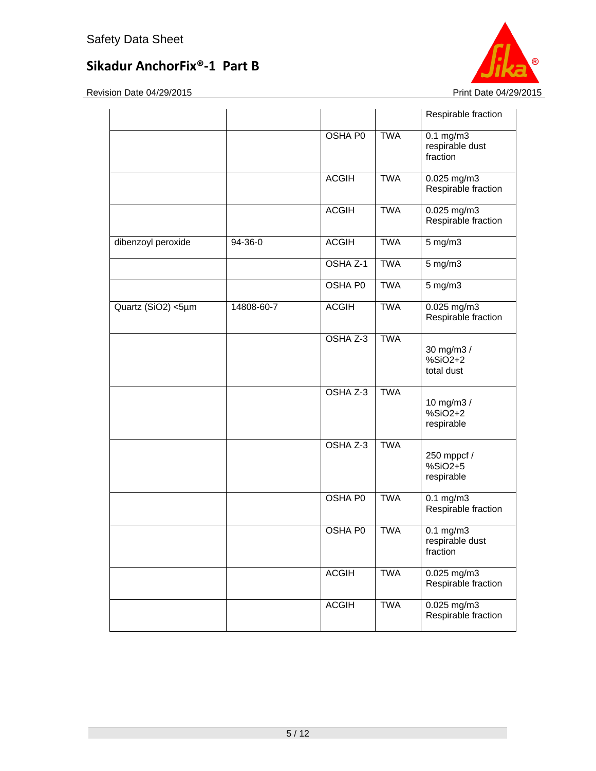| | | | | Respirable fraction |
|---|---|---|---|---|
| | | OSHA P0 | TWA | 0.1 mg/m3 respirable dust fraction |
| | | ACGIH | TWA | 0.025 mg/m3 Respirable fraction |
| | | ACGIH | TWA | 0.025 mg/m3 Respirable fraction |
| dibenzoyl peroxide | 94-36-0 | ACGIH | TWA | 5 mg/m3 |
| | | OSHA Z-1 | TWA | 5 mg/m3 |
| | | OSHA P0 | TWA | 5 mg/m3 |
| Quartz (SiO2) <5µm | 14808-60-7 | ACGIH | TWA | 0.025 mg/m3 Respirable fraction |
| | | OSHA Z-3 | TWA | 30 mg/m3 / %SiO2+2 total dust |
| | | OSHA Z-3 | TWA | 10 mg/m3 / %SiO2+2 respirable |
| | | OSHA Z-3 | TWA | 250 mppcf / %SiO2+5 respirable |
| | | OSHA P0 | TWA | 0.1 mg/m3 Respirable fraction |
| | | OSHA P0 | TWA | 0.1 mg/m3 respirable dust fraction |
| | | ACGIH | TWA | 0.025 mg/m3 Respirable fraction |
| | | ACGIH | TWA | 0.025 mg/m3 Respirable fraction |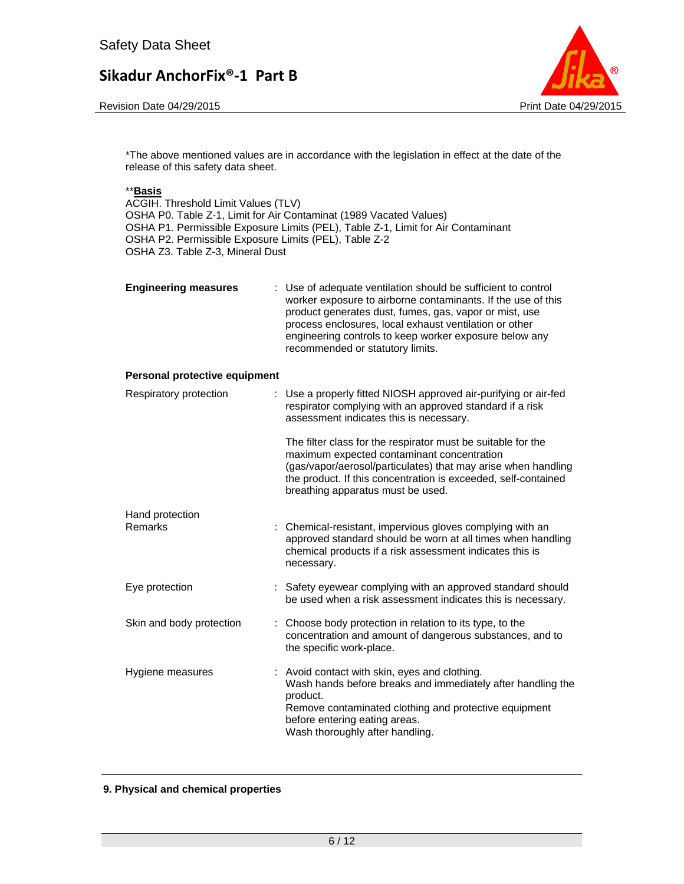*The above mentioned values are in accordance with the legislation in effect at the date of the release of this safety data sheet.

**<u>**Basis**</u>**
ACGIH. Threshold Limit Values (TLV)
OSHA P0. Table Z-1, Limit for Air Contaminat (1989 Vacated Values)
OSHA P1. Permissible Exposure Limits (PEL), Table Z-1, Limit for Air Contaminant
OSHA P2. Permissible Exposure Limits (PEL), Table Z-2
OSHA Z3. Table Z-3, Mineral Dust

**Engineering measures** : Use of adequate ventilation should be sufficient to control worker exposure to airborne contaminants. If the use of this product generates dust, fumes, gas, vapor or mist, use process enclosures, local exhaust ventilation or other engineering controls to keep worker exposure below any recommended or statutory limits.

**Personal protective equipment**

Respiratory protection : Use a properly fitted NIOSH approved air-purifying or air-fed respirator complying with an approved standard if a risk assessment indicates this is necessary.

The filter class for the respirator must be suitable for the maximum expected contaminant concentration (gas/vapor/aerosol/particulates) that may arise when handling the product. If this concentration is exceeded, self-contained breathing apparatus must be used.

Hand protection
Remarks : Chemical-resistant, impervious gloves complying with an approved standard should be worn at all times when handling chemical products if a risk assessment indicates this is necessary.

Eye protection : Safety eyewear complying with an approved standard should be used when a risk assessment indicates this is necessary.

Skin and body protection : Choose body protection in relation to its type, to the concentration and amount of dangerous substances, and to the specific work-place.

Hygiene measures : Avoid contact with skin, eyes and clothing.
Wash hands before breaks and immediately after handling the product.
Remove contaminated clothing and protective equipment before entering eating areas.
Wash thoroughly after handling.

## 9. Physical and chemical properties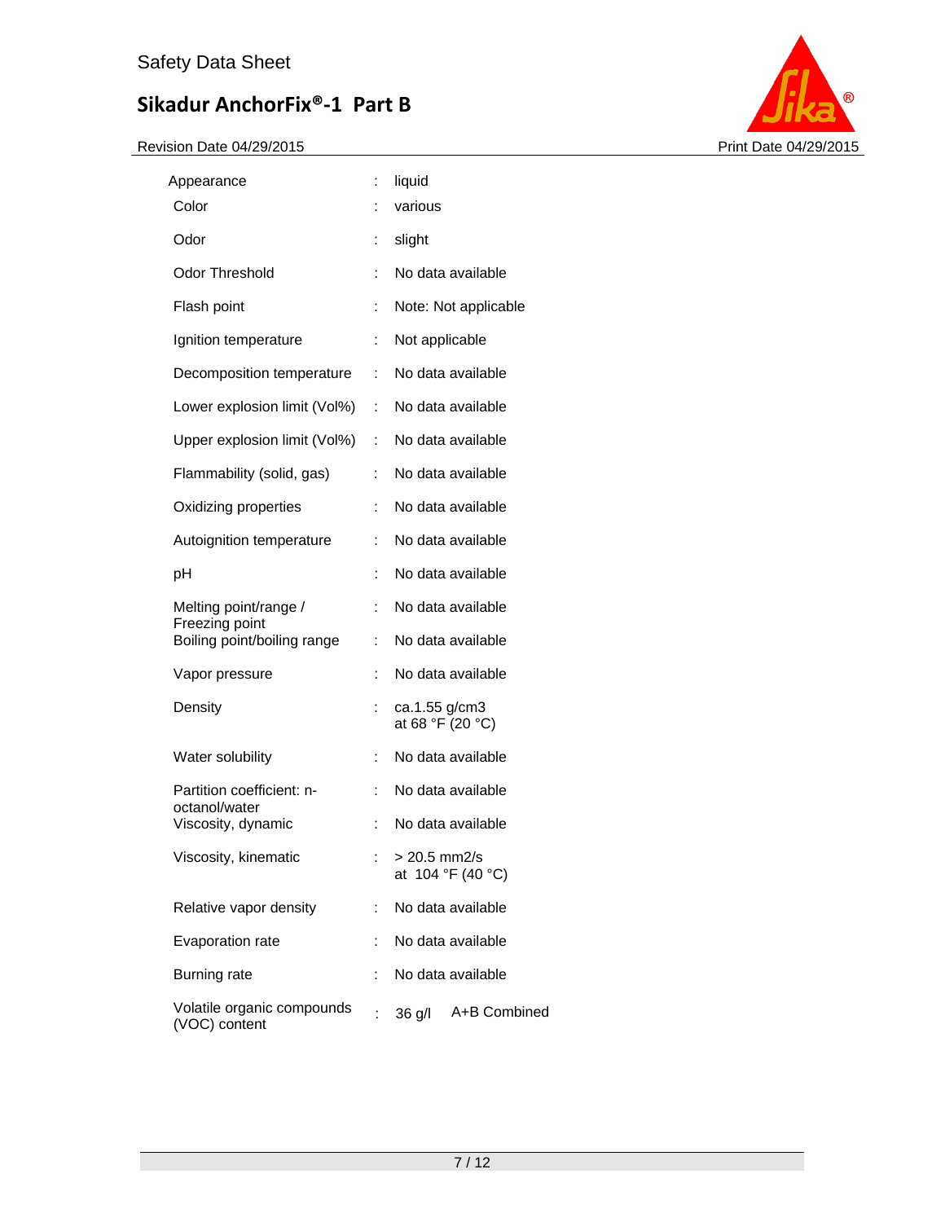| Property | | Value |
|---|---|---|
| Appearance | : | liquid |
| Color | : | various |
| Odor | : | slight |
| Odor Threshold | : | No data available |
| Flash point | : | Note: Not applicable |
| Ignition temperature | : | Not applicable |
| Decomposition temperature | : | No data available |
| Lower explosion limit (Vol%) | : | No data available |
| Upper explosion limit (Vol%) | : | No data available |
| Flammability (solid, gas) | : | No data available |
| Oxidizing properties | : | No data available |
| Autoignition temperature | : | No data available |
| pH | : | No data available |
| Melting point/range / Freezing point | : | No data available |
| Boiling point/boiling range | : | No data available |
| Vapor pressure | : | No data available |
| Density | : | ca.1.55 g/cm3 at 68 °F (20 °C) |
| Water solubility | : | No data available |
| Partition coefficient: n-octanol/water | : | No data available |
| Viscosity, dynamic | : | No data available |
| Viscosity, kinematic | : | > 20.5 mm2/s at 104 °F (40 °C) |
| Relative vapor density | : | No data available |
| Evaporation rate | : | No data available |
| Burning rate | : | No data available |
| Volatile organic compounds (VOC) content | : | 36 g/l A+B Combined |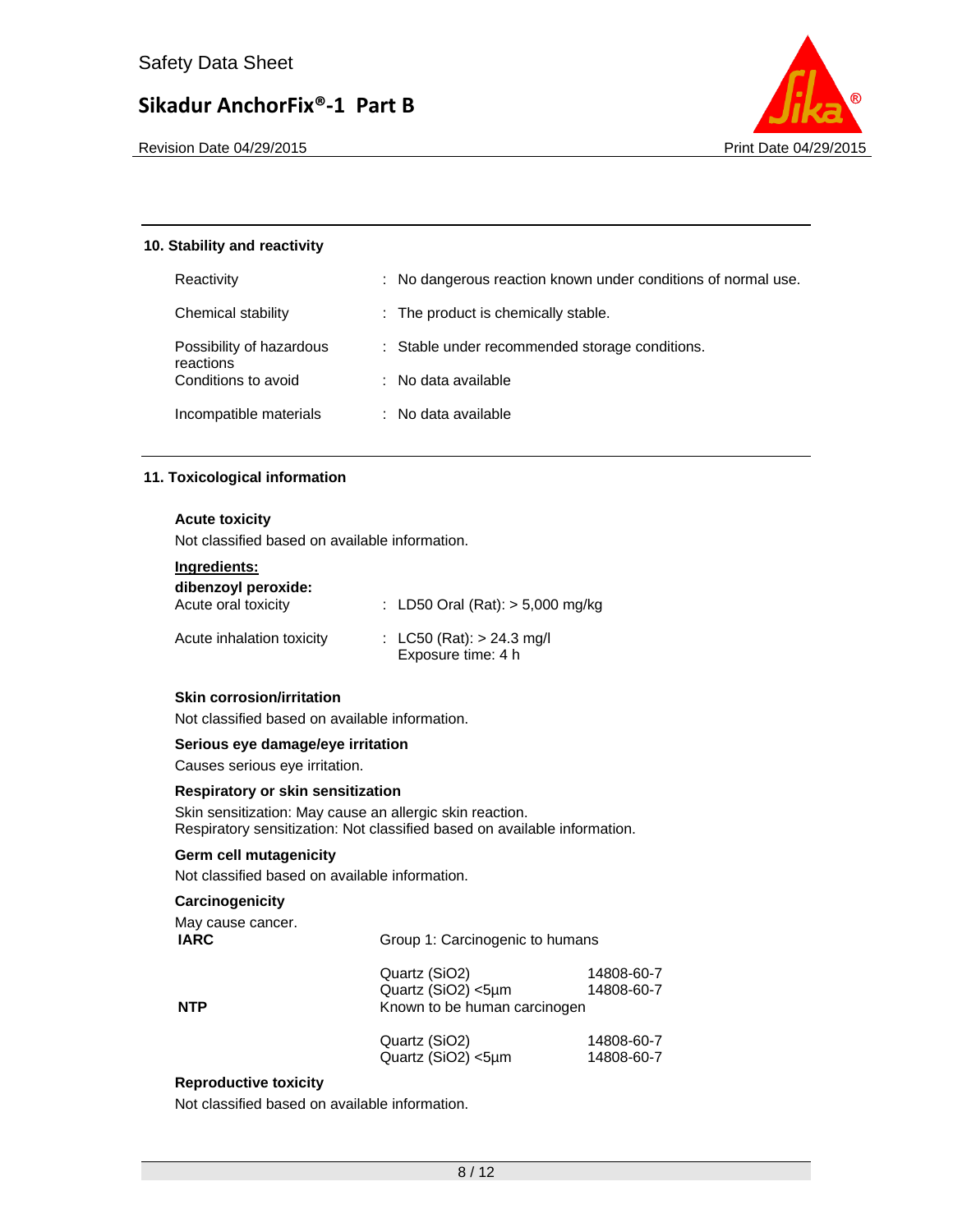## 10. Stability and reactivity

| | |
|---|---|
| Reactivity | : No dangerous reaction known under conditions of normal use. |
| Chemical stability | : The product is chemically stable. |
| Possibility of hazardous reactions | : Stable under recommended storage conditions. |
| Conditions to avoid | : No data available |
| Incompatible materials | : No data available |

## 11. Toxicological information

### Acute toxicity

Not classified based on available information.

**Ingredients:**

**dibenzoyl peroxide:**

| | |
|---|---|
| Acute oral toxicity | : LD50 Oral (Rat): > 5,000 mg/kg |
| Acute inhalation toxicity | : LC50 (Rat): > 24.3 mg/l<br>Exposure time: 4 h |

### Skin corrosion/irritation

Not classified based on available information.

### Serious eye damage/eye irritation

Causes serious eye irritation.

### Respiratory or skin sensitization

Skin sensitization: May cause an allergic skin reaction.
Respiratory sensitization: Not classified based on available information.

### Germ cell mutagenicity

Not classified based on available information.

### Carcinogenicity

May cause cancer.

| | | |
|---|---|---|
| **IARC** | Group 1: Carcinogenic to humans | |
| | Quartz ($SiO_2$) | 14808-60-7 |
| | Quartz ($SiO_2$) <5µm | 14808-60-7 |
| **NTP** | Known to be human carcinogen | |
| | Quartz ($SiO_2$) | 14808-60-7 |
| | Quartz ($SiO_2$) <5µm | 14808-60-7 |

### Reproductive toxicity

Not classified based on available information.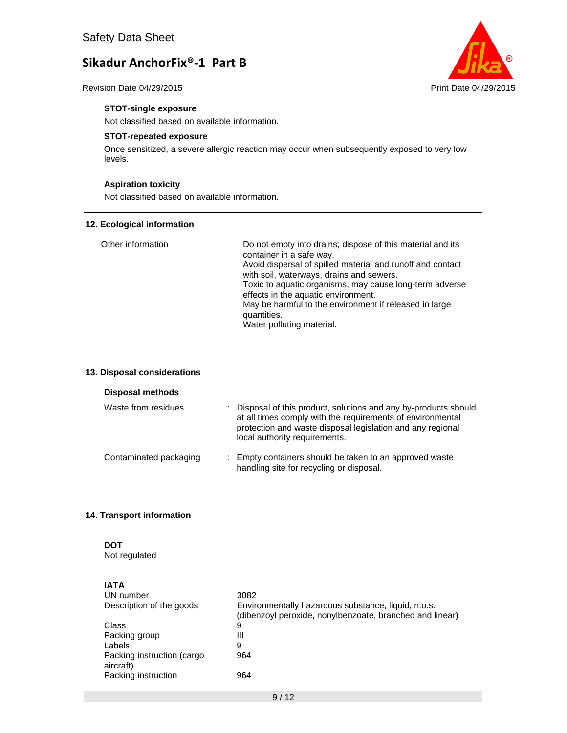### STOT-single exposure

Not classified based on available information.

### STOT-repeated exposure

Once sensitized, a severe allergic reaction may occur when subsequently exposed to very low levels.

### Aspiration toxicity

Not classified based on available information.

## 12. Ecological information

| | |
|---|---|
| Other information | Do not empty into drains; dispose of this material and its container in a safe way.<br>Avoid dispersal of spilled material and runoff and contact with soil, waterways, drains and sewers.<br>Toxic to aquatic organisms, may cause long-term adverse effects in the aquatic environment.<br>May be harmful to the environment if released in large quantities.<br>Water polluting material. |

## 13. Disposal considerations

### Disposal methods

| | |
|---|---|
| Waste from residues | : Disposal of this product, solutions and any by-products should at all times comply with the requirements of environmental protection and waste disposal legislation and any regional local authority requirements. |
| Contaminated packaging | : Empty containers should be taken to an approved waste handling site for recycling or disposal. |

## 14. Transport information

**DOT**
Not regulated

**IATA**

| | |
|---|---|
| UN number | 3082 |
| Description of the goods | Environmentally hazardous substance, liquid, n.o.s. (dibenzoyl peroxide, nonylbenzoate, branched and linear) |
| Class | 9 |
| Packing group | III |
| Labels | 9 |
| Packing instruction (cargo aircraft) | 964 |
| Packing instruction | 964 |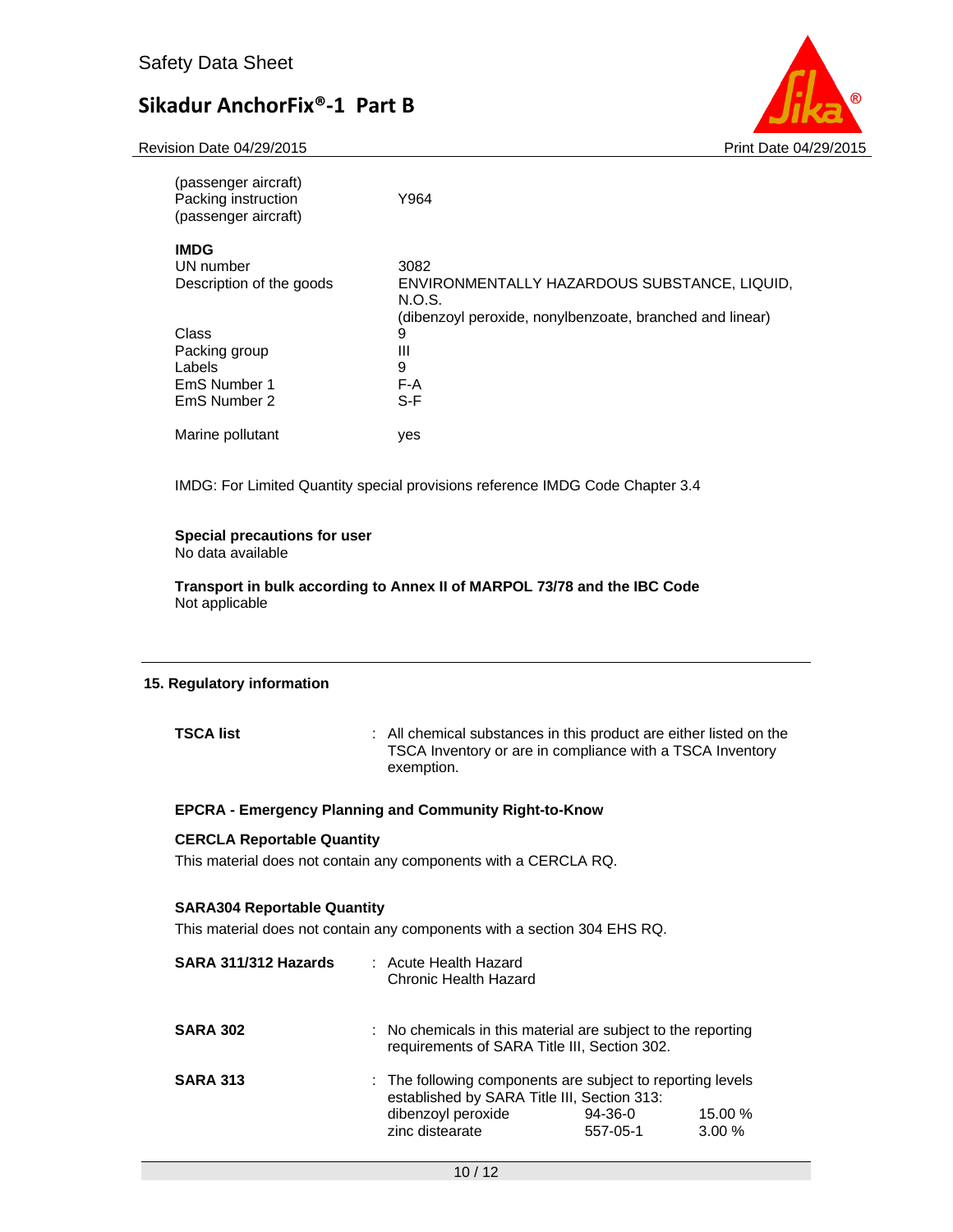| | |
|---|---|
| (passenger aircraft)<br>Packing instruction<br>(passenger aircraft) | Y964 |

**IMDG**

| | |
|---|---|
| UN number | 3082 |
| Description of the goods | ENVIRONMENTALLY HAZARDOUS SUBSTANCE, LIQUID, N.O.S.<br>(dibenzoyl peroxide, nonylbenzoate, branched and linear) |
| Class | 9 |
| Packing group | III |
| Labels | 9 |
| EmS Number 1 | F-A |
| EmS Number 2 | S-F |
| Marine pollutant | yes |

IMDG: For Limited Quantity special provisions reference IMDG Code Chapter 3.4

**Special precautions for user**
No data available

**Transport in bulk according to Annex II of MARPOL 73/78 and the IBC Code**
Not applicable

## 15. Regulatory information

**TSCA list** : All chemical substances in this product are either listed on the TSCA Inventory or are in compliance with a TSCA Inventory exemption.

**EPCRA - Emergency Planning and Community Right-to-Know**

**CERCLA Reportable Quantity**
This material does not contain any components with a CERCLA RQ.

**SARA304 Reportable Quantity**
This material does not contain any components with a section 304 EHS RQ.

**SARA 311/312 Hazards** : Acute Health Hazard
Chronic Health Hazard

**SARA 302** : No chemicals in this material are subject to the reporting requirements of SARA Title III, Section 302.

**SARA 313** : The following components are subject to reporting levels established by SARA Title III, Section 313:

| | | |
|---|---|---|
| dibenzoyl peroxide | 94-36-0 | 15.00 % |
| zinc distearate | 557-05-1 | 3.00 % |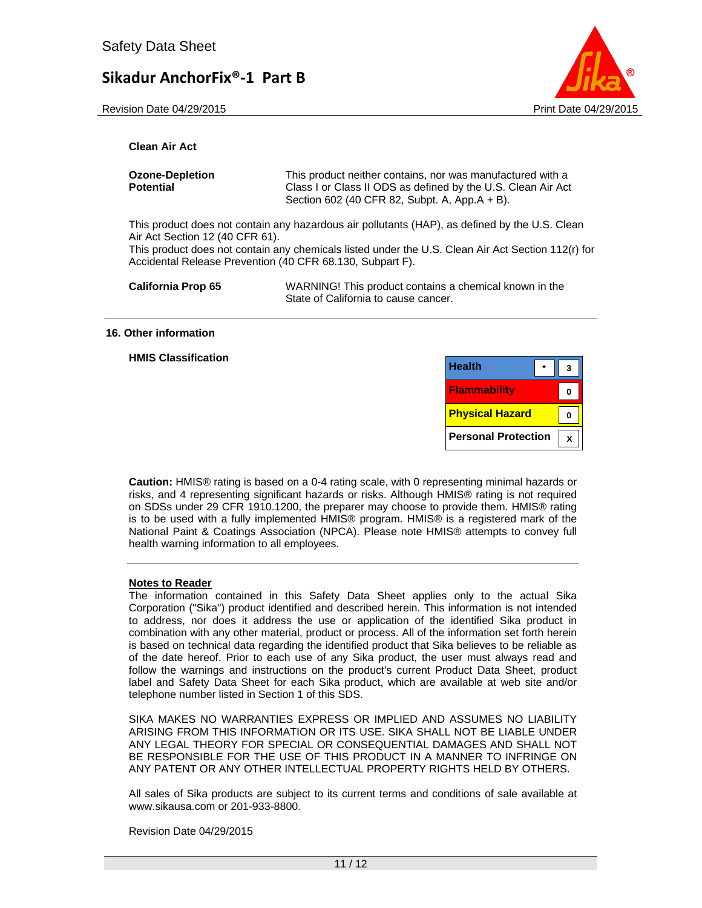**Clean Air Act**

**Ozone-Depletion Potential**
This product neither contains, nor was manufactured with a Class I or Class II ODS as defined by the U.S. Clean Air Act Section 602 (40 CFR 82, Subpt. A, App.A + B).

This product does not contain any hazardous air pollutants (HAP), as defined by the U.S. Clean Air Act Section 12 (40 CFR 61).
This product does not contain any chemicals listed under the U.S. Clean Air Act Section 112(r) for Accidental Release Prevention (40 CFR 68.130, Subpart F).

**California Prop 65**
WARNING! This product contains a chemical known in the State of California to cause cancer.

## 16. Other information

**HMIS Classification**

| | | |
|---|---|---|
| Health | * | 3 |
| Flammability | | 0 |
| Physical Hazard | | 0 |
| Personal Protection | | X |

**Caution:** HMIS® rating is based on a 0-4 rating scale, with 0 representing minimal hazards or risks, and 4 representing significant hazards or risks. Although HMIS® rating is not required on SDSs under 29 CFR 1910.1200, the preparer may choose to provide them. HMIS® rating is to be used with a fully implemented HMIS® program. HMIS® is a registered mark of the National Paint & Coatings Association (NPCA). Please note HMIS® attempts to convey full health warning information to all employees.

**Notes to Reader**
The information contained in this Safety Data Sheet applies only to the actual Sika Corporation ("Sika") product identified and described herein. This information is not intended to address, nor does it address the use or application of the identified Sika product in combination with any other material, product or process. All of the information set forth herein is based on technical data regarding the identified product that Sika believes to be reliable as of the date hereof. Prior to each use of any Sika product, the user must always read and follow the warnings and instructions on the product's current Product Data Sheet, product label and Safety Data Sheet for each Sika product, which are available at web site and/or telephone number listed in Section 1 of this SDS.

SIKA MAKES NO WARRANTIES EXPRESS OR IMPLIED AND ASSUMES NO LIABILITY ARISING FROM THIS INFORMATION OR ITS USE. SIKA SHALL NOT BE LIABLE UNDER ANY LEGAL THEORY FOR SPECIAL OR CONSEQUENTIAL DAMAGES AND SHALL NOT BE RESPONSIBLE FOR THE USE OF THIS PRODUCT IN A MANNER TO INFRINGE ON ANY PATENT OR ANY OTHER INTELLECTUAL PROPERTY RIGHTS HELD BY OTHERS.

All sales of Sika products are subject to its current terms and conditions of sale available at www.sikausa.com or 201-933-8800.

Revision Date 04/29/2015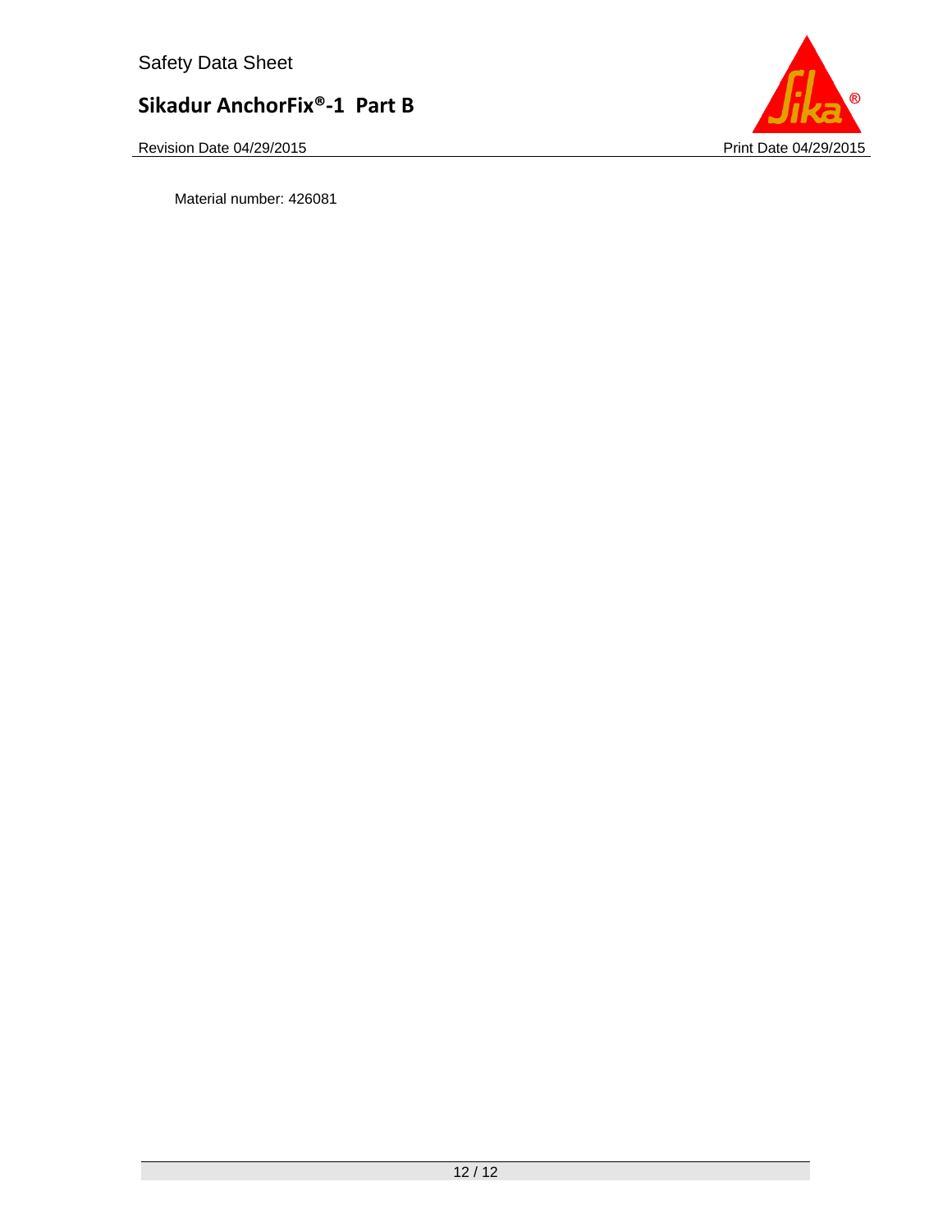Material number: 426081